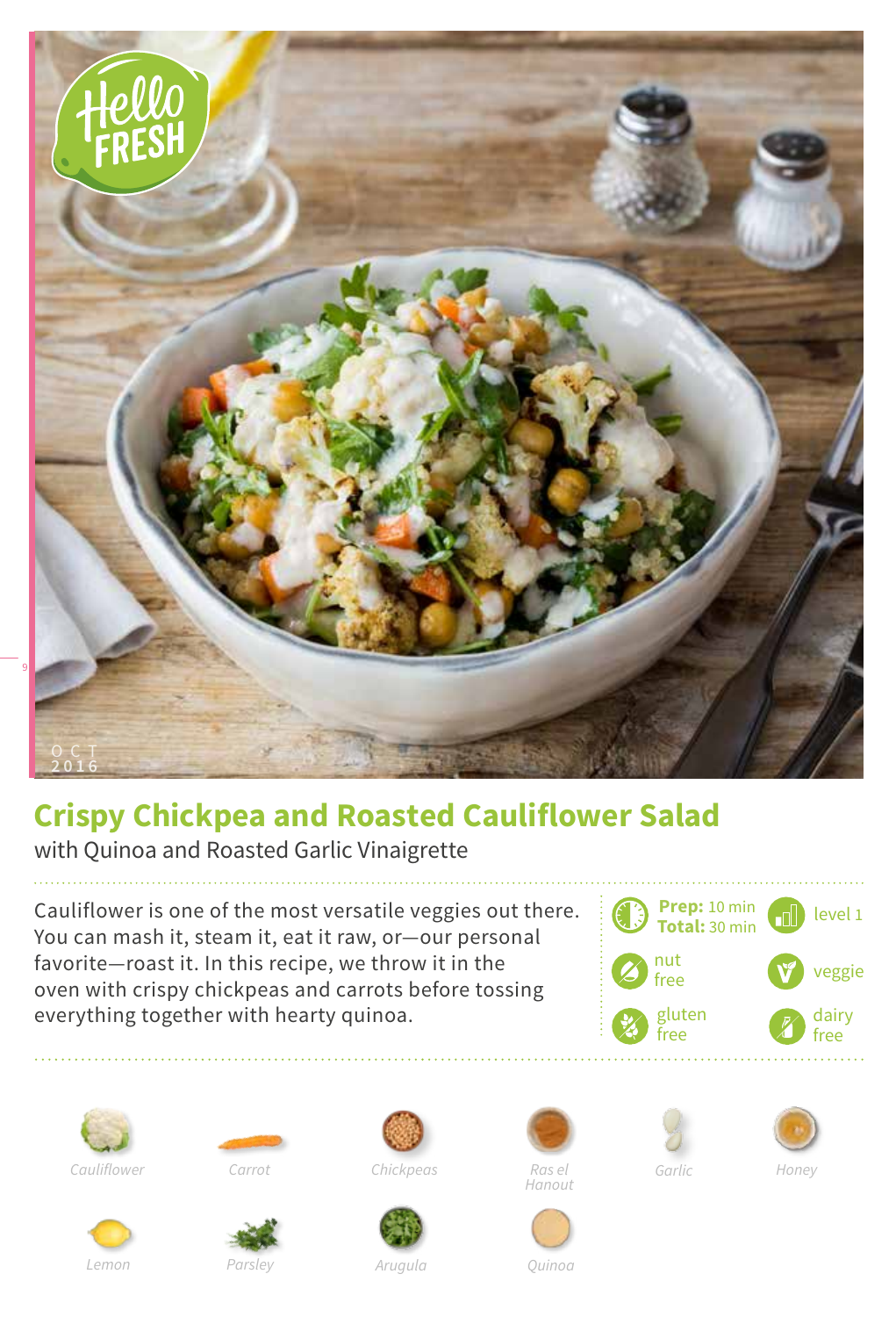OCT 2016

# Crispy Chickpea and Roasted Cauliflower Salad

with Quinoa and Roasted Garlic Vinaigrette

Cauliflower is one of the most versatile veggies out there. You can mash it, steam it, eat it raw, or—our personal favorite—roast it. In this recipe, we throw it in the oven with crispy chickpeas and carrots before tossing everything together with hearty quinoa.

**Prep:** 10 min
**Total:** 30 min

level 1

nut free

veggie

gluten free

dairy free

*Cauliflower*

*Carrot*

*Chickpeas*

*Ras el Hanout*

*Garlic*

*Honey*

*Lemon*

*Parsley*

*Arugula*

*Quinoa*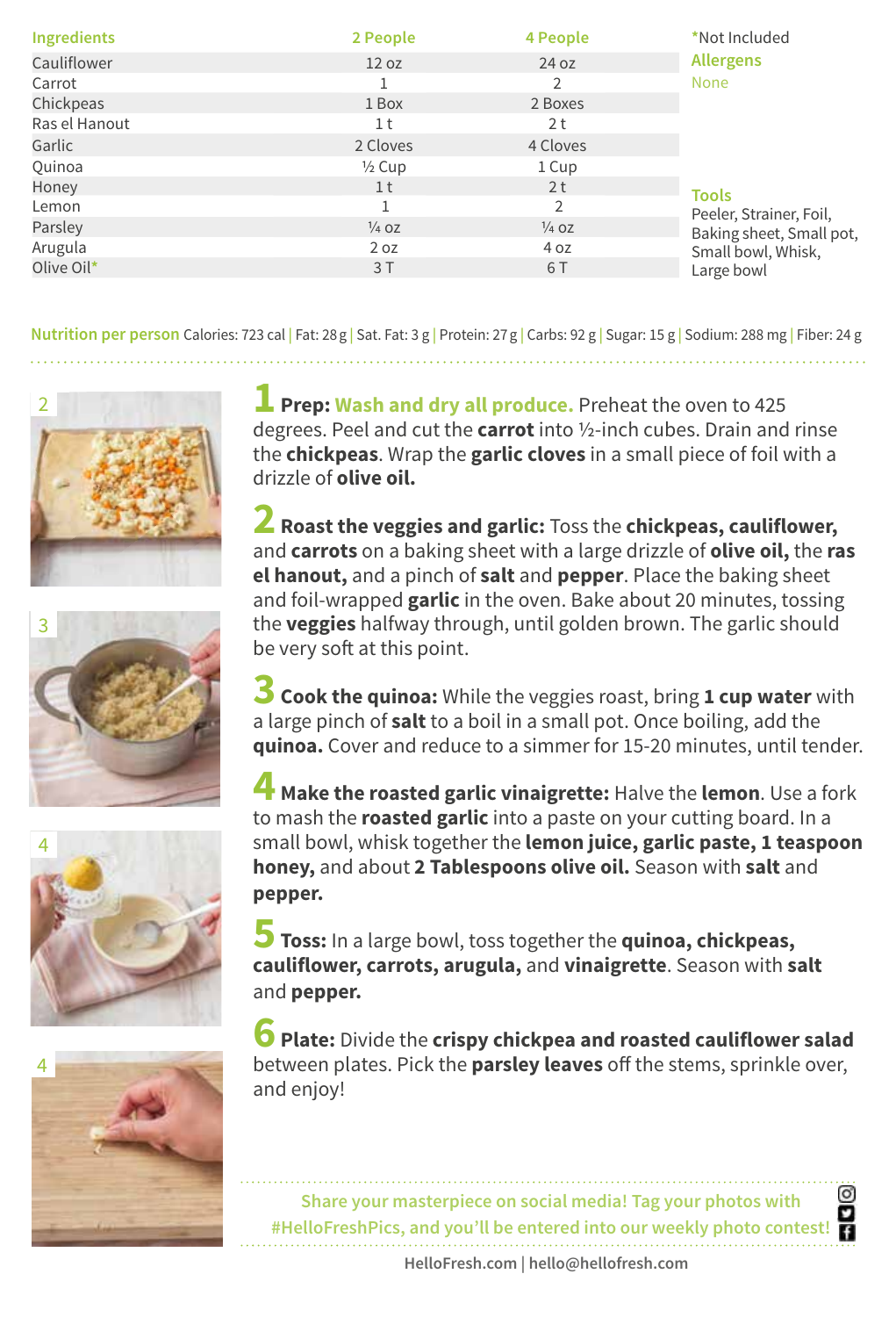| Ingredients | 2 People | 4 People |
|---|---|---|
| Cauliflower | 12 oz | 24 oz |
| Carrot | 1 | 2 |
| Chickpeas | 1 Box | 2 Boxes |
| Ras el Hanout | 1 t | 2 t |
| Garlic | 2 Cloves | 4 Cloves |
| Quinoa | ½ Cup | 1 Cup |
| Honey | 1 t | 2 t |
| Lemon | 1 | 2 |
| Parsley | ¼ oz | ¼ oz |
| Arugula | 2 oz | 4 oz |
| Olive Oil* | 3 T | 6 T |

*Not Included

**Allergens**
None

**Tools**
Peeler, Strainer, Foil, Baking sheet, Small pot, Small bowl, Whisk, Large bowl

**Nutrition per person** Calories: 723 cal | Fat: 28 g | Sat. Fat: 3 g | Protein: 27 g | Carbs: 92 g | Sugar: 15 g | Sodium: 288 mg | Fiber: 24 g

2

3

4

4

**1 Prep: Wash and dry all produce.** Preheat the oven to 425 degrees. Peel and cut the **carrot** into ½-inch cubes. Drain and rinse the **chickpeas**. Wrap the **garlic cloves** in a small piece of foil with a drizzle of **olive oil.**

**2 Roast the veggies and garlic:** Toss the **chickpeas, cauliflower,** and **carrots** on a baking sheet with a large drizzle of **olive oil,** the **ras el hanout,** and a pinch of **salt** and **pepper**. Place the baking sheet and foil-wrapped **garlic** in the oven. Bake about 20 minutes, tossing the **veggies** halfway through, until golden brown. The garlic should be very soft at this point.

**3 Cook the quinoa:** While the veggies roast, bring **1 cup water** with a large pinch of **salt** to a boil in a small pot. Once boiling, add the **quinoa.** Cover and reduce to a simmer for 15-20 minutes, until tender.

**4 Make the roasted garlic vinaigrette:** Halve the **lemon**. Use a fork to mash the **roasted garlic** into a paste on your cutting board. In a small bowl, whisk together the **lemon juice, garlic paste, 1 teaspoon honey,** and about **2 Tablespoons olive oil.** Season with **salt** and **pepper.**

**5 Toss:** In a large bowl, toss together the **quinoa, chickpeas, cauliflower, carrots, arugula,** and **vinaigrette**. Season with **salt** and **pepper.**

**6 Plate:** Divide the **crispy chickpea and roasted cauliflower salad** between plates. Pick the **parsley leaves** off the stems, sprinkle over, and enjoy!

Share your masterpiece on social media! Tag your photos with #HelloFreshPics, and you'll be entered into our weekly photo contest!

HelloFresh.com | hello@hellofresh.com